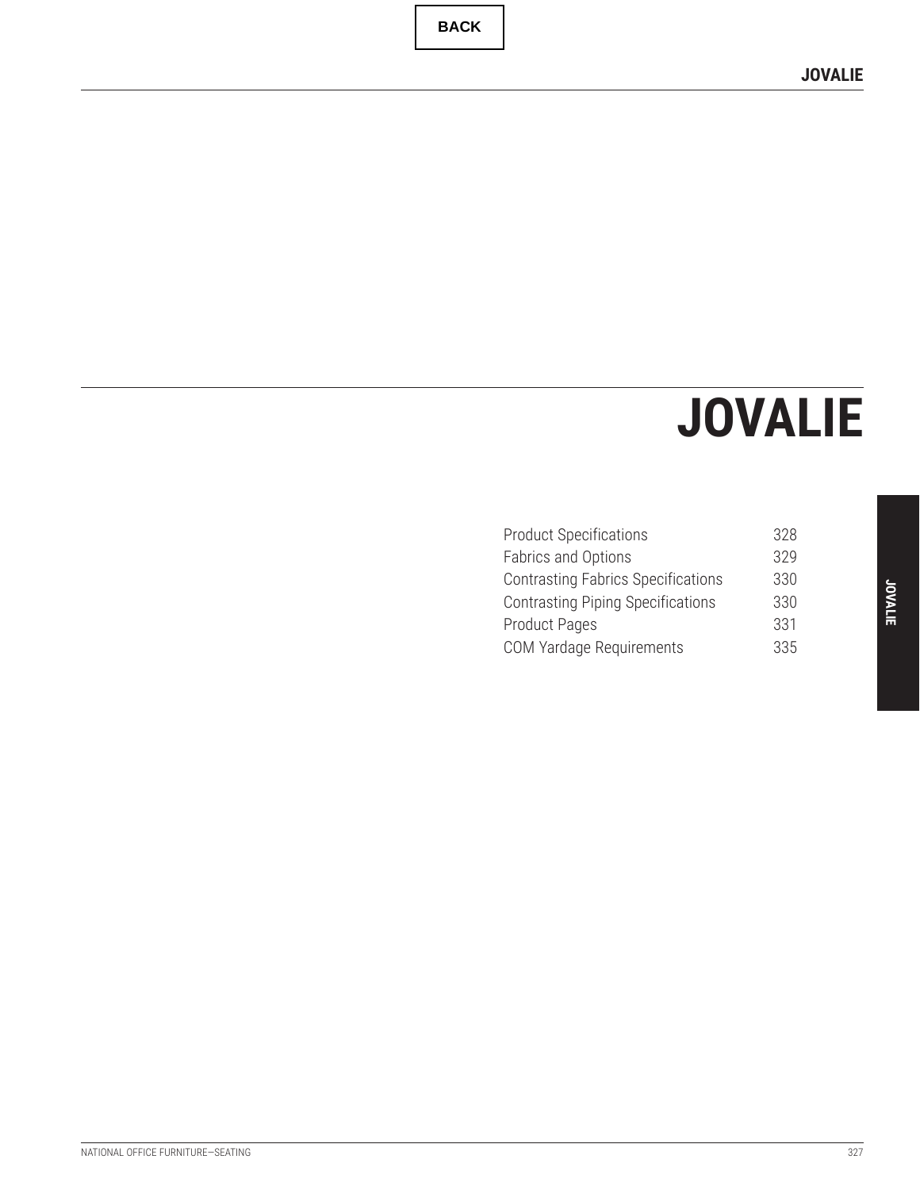# JOVALIE

| | |
|---|---|
| Product Specifications | 328 |
| Fabrics and Options | 329 |
| Contrasting Fabrics Specifications | 330 |
| Contrasting Piping Specifications | 330 |
| Product Pages | 331 |
| COM Yardage Requirements | 335 |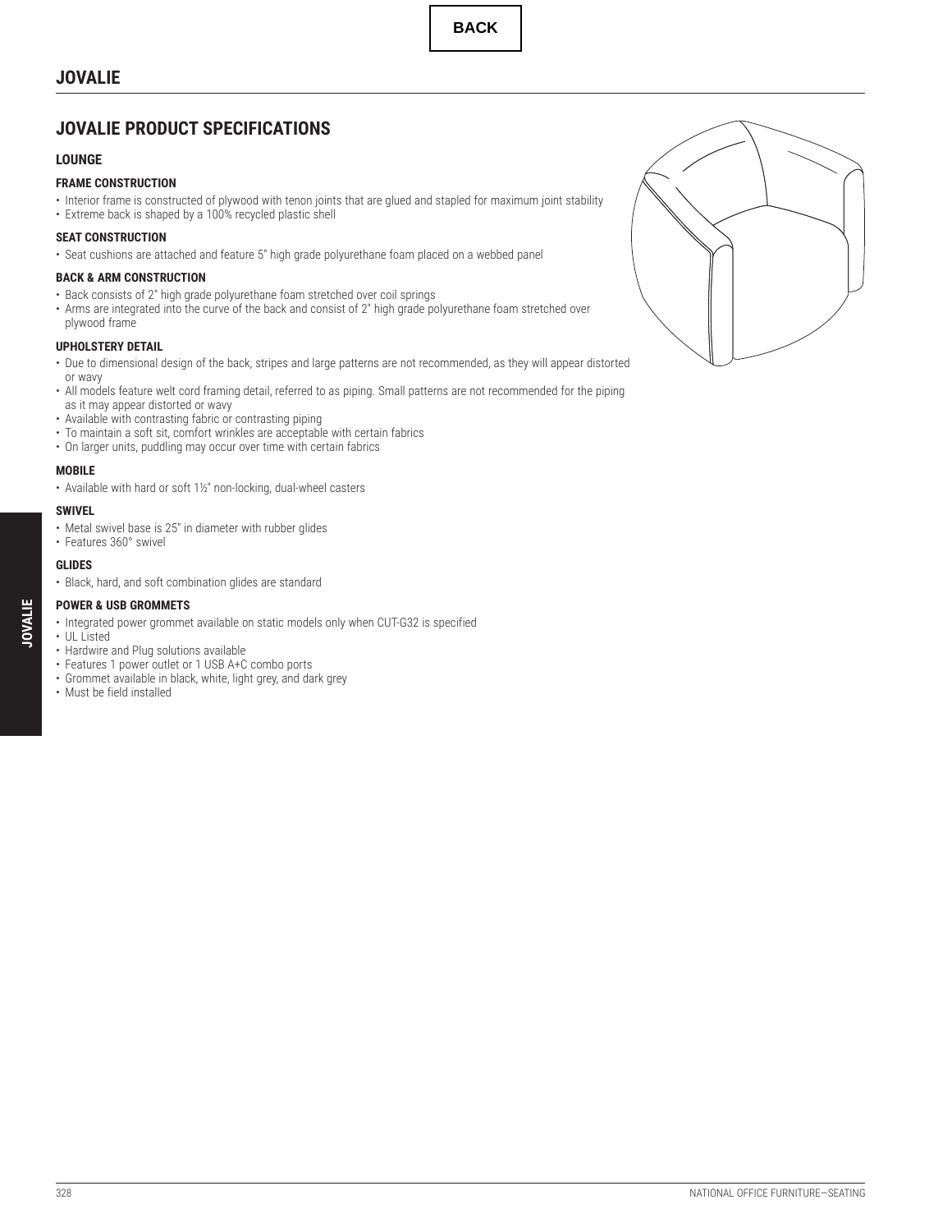# JOVALIE

## JOVALIE PRODUCT SPECIFICATIONS

### LOUNGE

#### FRAME CONSTRUCTION

- Interior frame is constructed of plywood with tenon joints that are glued and stapled for maximum joint stability
- Extreme back is shaped by a 100% recycled plastic shell

#### SEAT CONSTRUCTION

- Seat cushions are attached and feature 5" high grade polyurethane foam placed on a webbed panel

#### BACK & ARM CONSTRUCTION

- Back consists of 2" high grade polyurethane foam stretched over coil springs
- Arms are integrated into the curve of the back and consist of 2" high grade polyurethane foam stretched over plywood frame

#### UPHOLSTERY DETAIL

- Due to dimensional design of the back, stripes and large patterns are not recommended, as they will appear distorted or wavy
- All models feature welt cord framing detail, referred to as piping. Small patterns are not recommended for the piping as it may appear distorted or wavy
- Available with contrasting fabric or contrasting piping
- To maintain a soft sit, comfort wrinkles are acceptable with certain fabrics
- On larger units, puddling may occur over time with certain fabrics

#### MOBILE

- Available with hard or soft 1½" non-locking, dual-wheel casters

#### SWIVEL

- Metal swivel base is 25" in diameter with rubber glides
- Features 360° swivel

#### GLIDES

- Black, hard, and soft combination glides are standard

#### POWER & USB GROMMETS

- Integrated power grommet available on static models only when CUT-G32 is specified
- UL Listed
- Hardwire and Plug solutions available
- Features 1 power outlet or 1 USB A+C combo ports
- Grommet available in black, white, light grey, and dark grey
- Must be field installed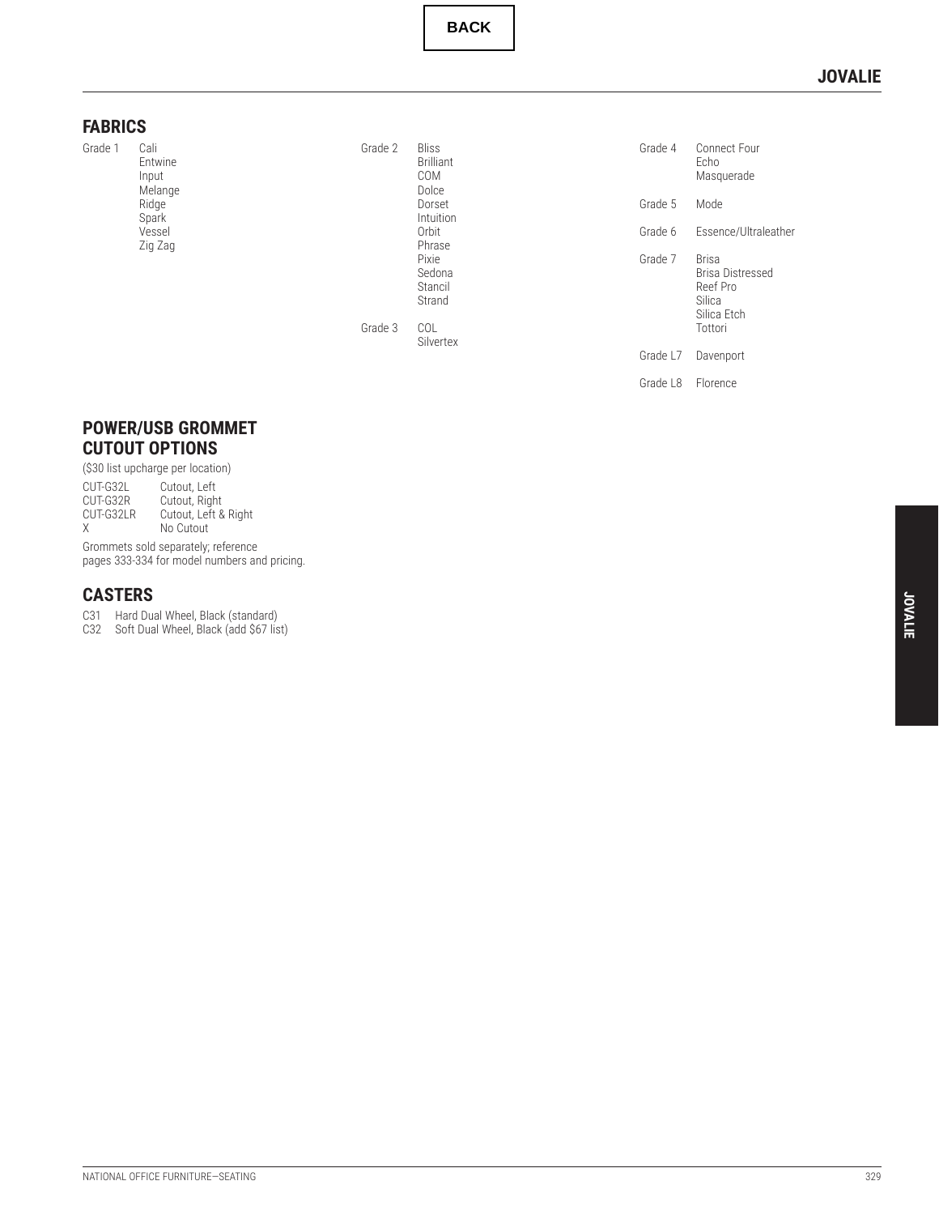BACK

# JOVALIE

## FABRICS

| Grade | Fabrics |
|---|---|
| Grade 1 | Cali, Entwine, Input, Melange, Ridge, Spark, Vessel, Zig Zag |
| Grade 2 | Bliss, Brilliant, COM, Dolce, Dorset, Intuition, Orbit, Phrase, Pixie, Sedona, Stancil, Strand |
| Grade 3 | COL, Silvertex |
| Grade 4 | Connect Four, Echo, Masquerade |
| Grade 5 | Mode |
| Grade 6 | Essence/Ultraleather |
| Grade 7 | Brisa, Brisa Distressed, Reef Pro, Silica, Silica Etch, Tottori |
| Grade L7 | Davenport |
| Grade L8 | Florence |

## POWER/USB GROMMET CUTOUT OPTIONS

($30 list upcharge per location)

| Code | Description |
|---|---|
| CUT-G32L | Cutout, Left |
| CUT-G32R | Cutout, Right |
| CUT-G32LR | Cutout, Left & Right |
| X | No Cutout |

Grommets sold separately; reference pages 333-334 for model numbers and pricing.

## CASTERS

- C31 Hard Dual Wheel, Black (standard)
- C32 Soft Dual Wheel, Black (add $67 list)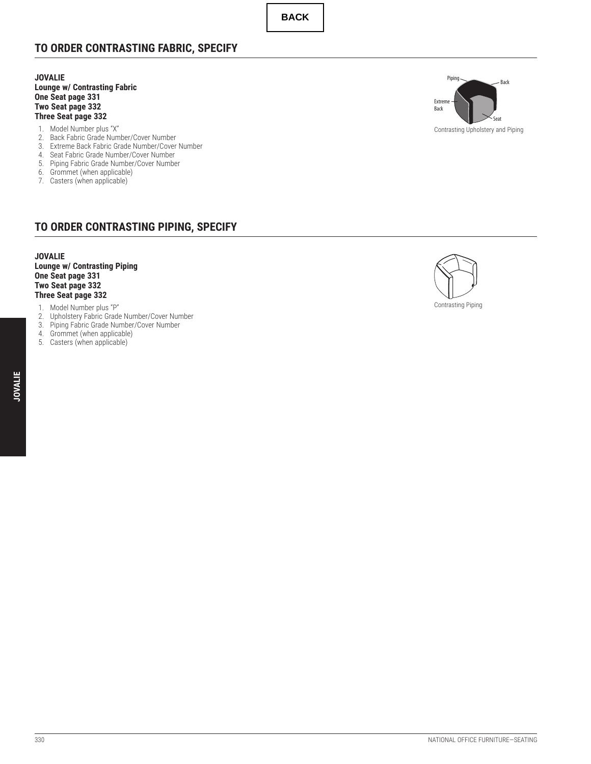BACK

## TO ORDER CONTRASTING FABRIC, SPECIFY

**JOVALIE**
**Lounge w/ Contrasting Fabric**
**One Seat page 331**
**Two Seat page 332**
**Three Seat page 332**

1. Model Number plus "X"
2. Back Fabric Grade Number/Cover Number
3. Extreme Back Fabric Grade Number/Cover Number
4. Seat Fabric Grade Number/Cover Number
5. Piping Fabric Grade Number/Cover Number
6. Grommet (when applicable)
7. Casters (when applicable)

Piping
Back
Extreme Back
Seat

Contrasting Upholstery and Piping

## TO ORDER CONTRASTING PIPING, SPECIFY

**JOVALIE**
**Lounge w/ Contrasting Piping**
**One Seat page 331**
**Two Seat page 332**
**Three Seat page 332**

1. Model Number plus "P"
2. Upholstery Fabric Grade Number/Cover Number
3. Piping Fabric Grade Number/Cover Number
4. Grommet (when applicable)
5. Casters (when applicable)

Contrasting Piping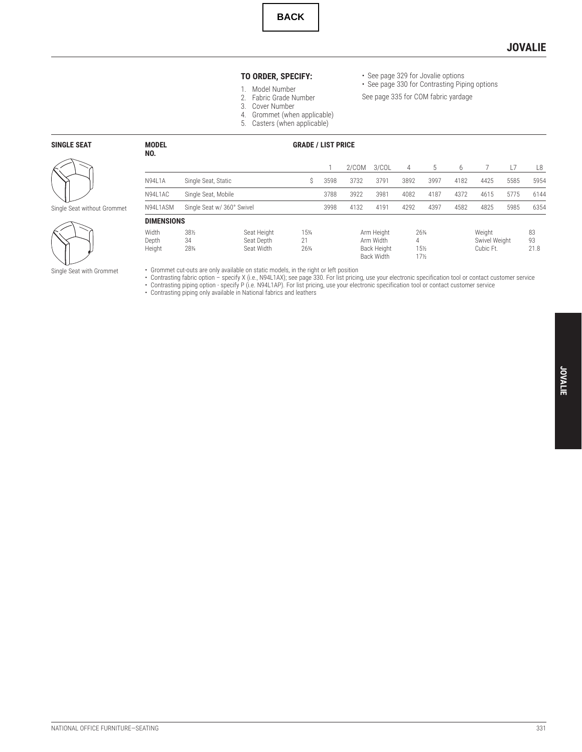BACK

# JOVALIE

**TO ORDER, SPECIFY:**

1. Model Number
2. Fabric Grade Number
3. Cover Number
4. Grommet (when applicable)
5. Casters (when applicable)

- See page 329 for Jovalie options
- See page 330 for Contrasting Piping options

See page 335 for COM fabric yardage

## SINGLE SEAT

Single Seat without Grommet

Single Seat with Grommet

| MODEL NO. | | GRADE / LIST PRICE | | | | | | | | | |
|---|---|---|---|---|---|---|---|---|---|---|---|
| | | | 1 | 2/COM | 3/COL | 4 | 5 | 6 | 7 | L7 | L8 |
| N94L1A | Single Seat, Static | $ | 3598 | 3732 | 3791 | 3892 | 3997 | 4182 | 4425 | 5585 | 5954 |
| N94L1AC | Single Seat, Mobile | | 3788 | 3922 | 3981 | 4082 | 4187 | 4372 | 4615 | 5775 | 6144 |
| N94L1ASM | Single Seat w/ 360° Swivel | | 3998 | 4132 | 4191 | 4292 | 4397 | 4582 | 4825 | 5985 | 6354 |

**DIMENSIONS**

| | | | | | | | |
|---|---|---|---|---|---|---|---|
| Width | 38½ | Seat Height | 15¾ | Arm Height | 26¾ | Weight | 83 |
| Depth | 34 | Seat Depth | 21 | Arm Width | 4 | Swivel Weight | 93 |
| Height | 28¾ | Seat Width | 26¾ | Back Height | 15½ | Cubic Ft. | 21.8 |
| | | | | Back Width | 17½ | | |

- Grommet cut-outs are only available on static models, in the right or left position
- Contrasting fabric option – specify X (i.e., N94L1AX); see page 330. For list pricing, use your electronic specification tool or contact customer service
- Contrasting piping option - specify P (i.e. N94L1AP). For list pricing, use your electronic specification tool or contact customer service
- Contrasting piping only available in National fabrics and leathers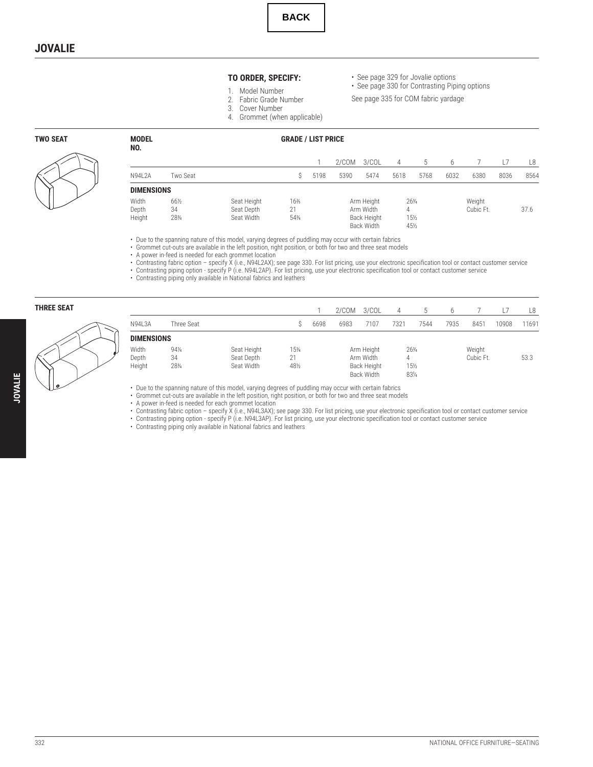BACK

# JOVALIE

**TO ORDER, SPECIFY:**

1. Model Number
2. Fabric Grade Number
3. Cover Number
4. Grommet (when applicable)

- See page 329 for Jovalie options
- See page 330 for Contrasting Piping options

See page 335 for COM fabric yardage

## TWO SEAT

| MODEL NO. | | GRADE / LIST PRICE | 1 | 2/COM | 3/COL | 4 | 5 | 6 | 7 | L7 | L8 |
|---|---|---|---|---|---|---|---|---|---|---|---|
| N94L2A | Two Seat | $ | 5198 | 5390 | 5474 | 5618 | 5768 | 6032 | 6380 | 8036 | 8564 |

**DIMENSIONS**

| | | | | | | | |
|---|---|---|---|---|---|---|---|
| Width | 66½ | Seat Height | 16⅗ | Arm Height | 26¾ | Weight | |
| Depth | 34 | Seat Depth | 21 | Arm Width | 4 | Cubic Ft. | 37.6 |
| Height | 28¾ | Seat Width | 54¾ | Back Height | 15½ | | |
| | | | | Back Width | 45½ | | |

- Due to the spanning nature of this model, varying degrees of puddling may occur with certain fabrics
- Grommet cut-outs are available in the left position, right position, or both for two and three seat models
- A power in-feed is needed for each grommet location
- Contrasting fabric option – specify X (i.e., N94L2AX); see page 330. For list pricing, use your electronic specification tool or contact customer service
- Contrasting piping option - specify P (i.e. N94L2AP). For list pricing, use your electronic specification tool or contact customer service
- Contrasting piping only available in National fabrics and leathers

## THREE SEAT

| | | | 1 | 2/COM | 3/COL | 4 | 5 | 6 | 7 | L7 | L8 |
|---|---|---|---|---|---|---|---|---|---|---|---|
| N94L3A | Three Seat | $ | 6698 | 6983 | 7107 | 7321 | 7544 | 7935 | 8451 | 10908 | 11691 |

**DIMENSIONS**

| | | | | | | | |
|---|---|---|---|---|---|---|---|
| Width | 94¼ | Seat Height | 15¾ | Arm Height | 26¾ | Weight | |
| Depth | 34 | Seat Depth | 21 | Arm Width | 4 | Cubic Ft. | 53.3 |
| Height | 28¾ | Seat Width | 48½ | Back Height | 15½ | | |
| | | | | Back Width | 83¼ | | |

- Due to the spanning nature of this model, varying degrees of puddling may occur with certain fabrics
- Grommet cut-outs are available in the left position, right position, or both for two and three seat models
- A power in-feed is needed for each grommet location
- Contrasting fabric option – specify X (i.e., N94L3AX); see page 330. For list pricing, use your electronic specification tool or contact customer service
- Contrasting piping option - specify P (i.e. N94L3AP). For list pricing, use your electronic specification tool or contact customer service
- Contrasting piping only available in National fabrics and leathers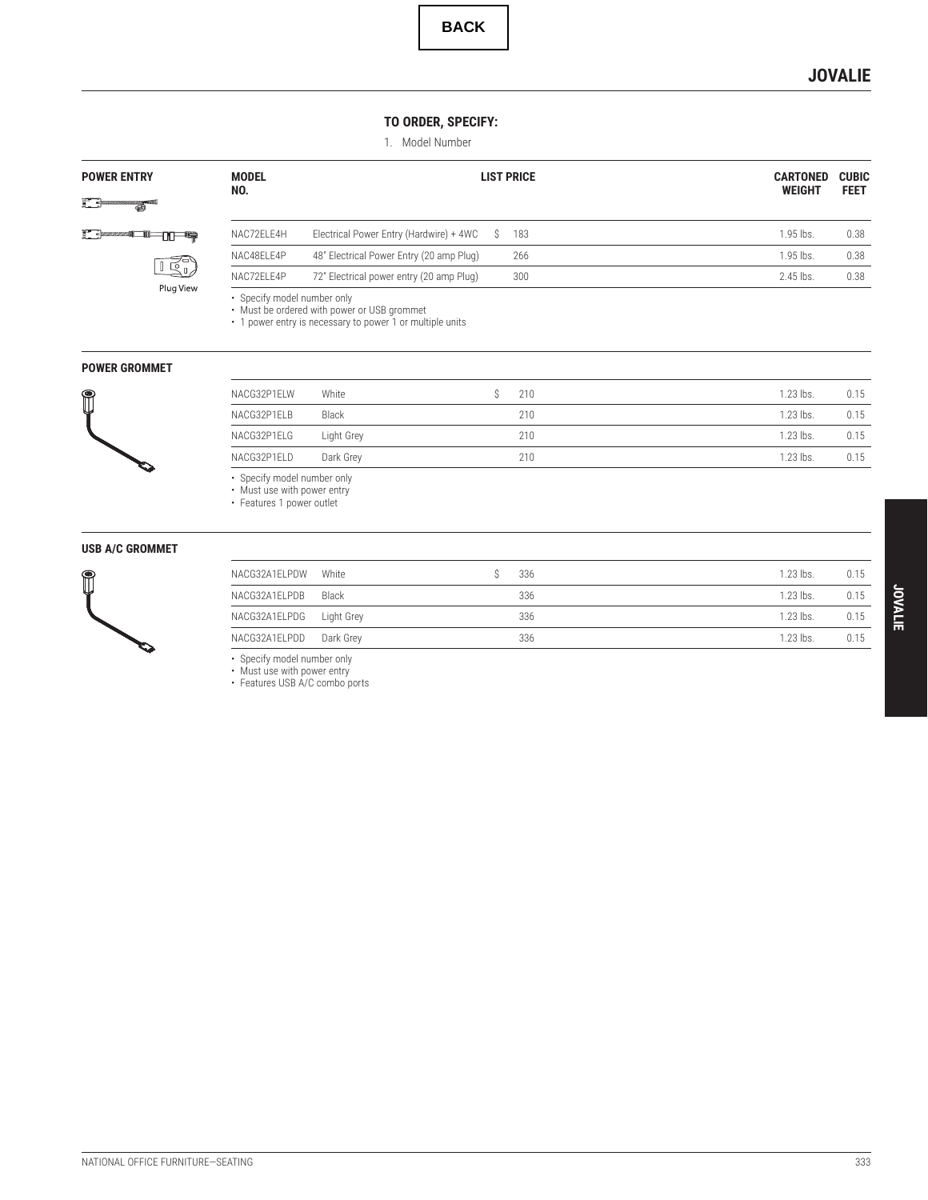BACK

# JOVALIE

**TO ORDER, SPECIFY:**

1. Model Number

## POWER ENTRY

Plug View

| MODEL NO. | | LIST PRICE | CARTONED WEIGHT | CUBIC FEET |
|---|---|---|---|---|
| NAC72ELE4H | Electrical Power Entry (Hardwire) + 4WC | $ 183 | 1.95 lbs. | 0.38 |
| NAC48ELE4P | 48" Electrical Power Entry (20 amp Plug) | 266 | 1.95 lbs. | 0.38 |
| NAC72ELE4P | 72" Electrical power entry (20 amp Plug) | 300 | 2.45 lbs. | 0.38 |

- Specify model number only
- Must be ordered with power or USB grommet
- 1 power entry is necessary to power 1 or multiple units

## POWER GROMMET

| MODEL NO. | | LIST PRICE | CARTONED WEIGHT | CUBIC FEET |
|---|---|---|---|---|
| NACG32P1ELW | White | $ 210 | 1.23 lbs. | 0.15 |
| NACG32P1ELB | Black | 210 | 1.23 lbs. | 0.15 |
| NACG32P1ELG | Light Grey | 210 | 1.23 lbs. | 0.15 |
| NACG32P1ELD | Dark Grey | 210 | 1.23 lbs. | 0.15 |

- Specify model number only
- Must use with power entry
- Features 1 power outlet

## USB A/C GROMMET

| MODEL NO. | | LIST PRICE | CARTONED WEIGHT | CUBIC FEET |
|---|---|---|---|---|
| NACG32A1ELPDW | White | $ 336 | 1.23 lbs. | 0.15 |
| NACG32A1ELPDB | Black | 336 | 1.23 lbs. | 0.15 |
| NACG32A1ELPDG | Light Grey | 336 | 1.23 lbs. | 0.15 |
| NACG32A1ELPDD | Dark Grey | 336 | 1.23 lbs. | 0.15 |

- Specify model number only
- Must use with power entry
- Features USB A/C combo ports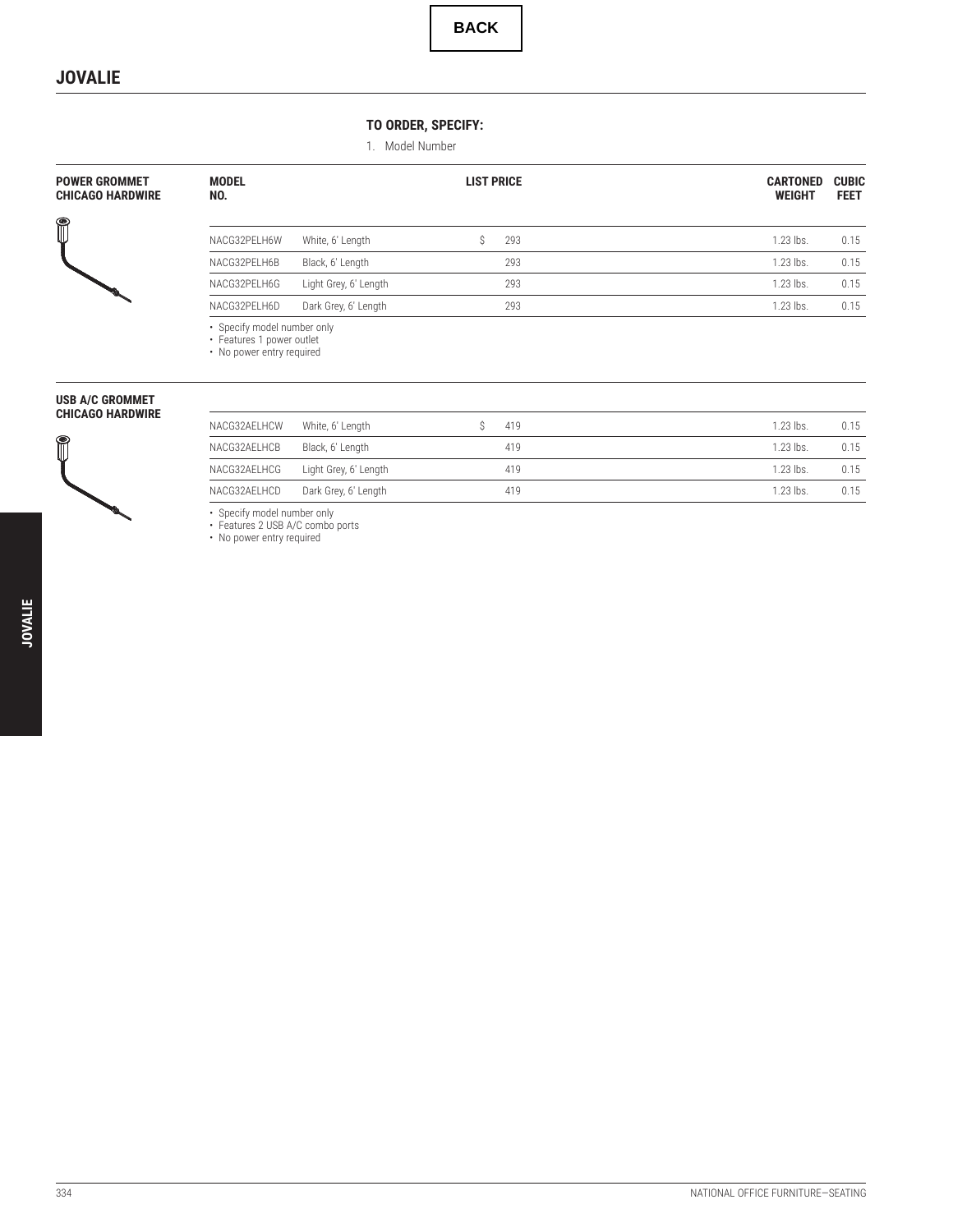BACK

# JOVALIE

**TO ORDER, SPECIFY:**

1. Model Number

## POWER GROMMET CHICAGO HARDWIRE

| MODEL NO. | | LIST PRICE | CARTONED WEIGHT | CUBIC FEET |
|---|---|---|---|---|
| NACG32PELH6W | White, 6' Length | $ 293 | 1.23 lbs. | 0.15 |
| NACG32PELH6B | Black, 6' Length | 293 | 1.23 lbs. | 0.15 |
| NACG32PELH6G | Light Grey, 6' Length | 293 | 1.23 lbs. | 0.15 |
| NACG32PELH6D | Dark Grey, 6' Length | 293 | 1.23 lbs. | 0.15 |

- Specify model number only
- Features 1 power outlet
- No power entry required

## USB A/C GROMMET CHICAGO HARDWIRE

| MODEL NO. | | LIST PRICE | CARTONED WEIGHT | CUBIC FEET |
|---|---|---|---|---|
| NACG32AELHCW | White, 6' Length | $ 419 | 1.23 lbs. | 0.15 |
| NACG32AELHCB | Black, 6' Length | 419 | 1.23 lbs. | 0.15 |
| NACG32AELHCG | Light Grey, 6' Length | 419 | 1.23 lbs. | 0.15 |
| NACG32AELHCD | Dark Grey, 6' Length | 419 | 1.23 lbs. | 0.15 |

- Specify model number only
- Features 2 USB A/C combo ports
- No power entry required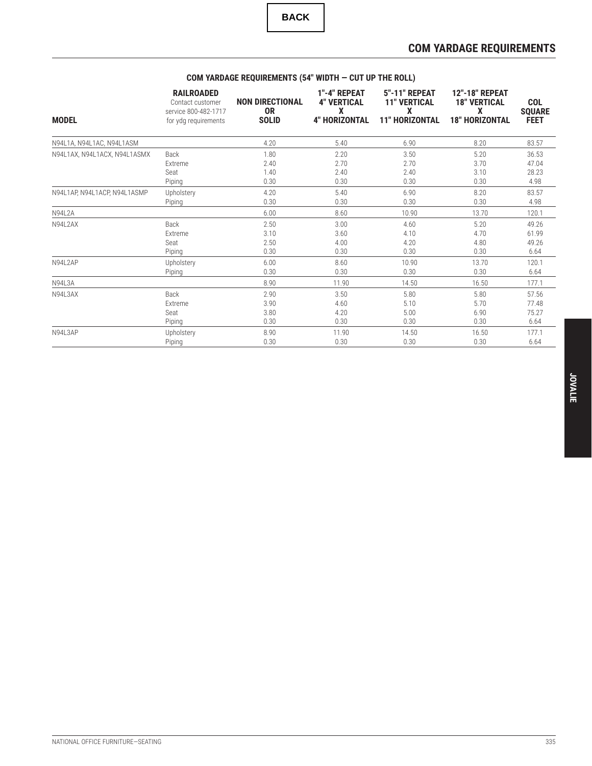BACK

# COM YARDAGE REQUIREMENTS

## COM YARDAGE REQUIREMENTS (54" WIDTH — CUT UP THE ROLL)

| MODEL | RAILROADED Contact customer service 800-482-1717 for ydg requirements | NON DIRECTIONAL OR SOLID | 1"-4" REPEAT 4" VERTICAL X 4" HORIZONTAL | 5"-11" REPEAT 11" VERTICAL X 11" HORIZONTAL | 12"-18" REPEAT 18" VERTICAL X 18" HORIZONTAL | COL SQUARE FEET |
|---|---|---|---|---|---|---|
| N94L1A, N94L1AC, N94L1ASM | | 4.20 | 5.40 | 6.90 | 8.20 | 83.57 |
| N94L1AX, N94L1ACX, N94L1ASMX | Back | 1.80 | 2.20 | 3.50 | 5.20 | 36.53 |
| | Extreme | 2.40 | 2.70 | 2.70 | 3.70 | 47.04 |
| | Seat | 1.40 | 2.40 | 2.40 | 3.10 | 28.23 |
| | Piping | 0.30 | 0.30 | 0.30 | 0.30 | 4.98 |
| N94L1AP, N94L1ACP, N94L1ASMP | Upholstery | 4.20 | 5.40 | 6.90 | 8.20 | 83.57 |
| | Piping | 0.30 | 0.30 | 0.30 | 0.30 | 4.98 |
| N94L2A | | 6.00 | 8.60 | 10.90 | 13.70 | 120.1 |
| N94L2AX | Back | 2.50 | 3.00 | 4.60 | 5.20 | 49.26 |
| | Extreme | 3.10 | 3.60 | 4.10 | 4.70 | 61.99 |
| | Seat | 2.50 | 4.00 | 4.20 | 4.80 | 49.26 |
| | Piping | 0.30 | 0.30 | 0.30 | 0.30 | 6.64 |
| N94L2AP | Upholstery | 6.00 | 8.60 | 10.90 | 13.70 | 120.1 |
| | Piping | 0.30 | 0.30 | 0.30 | 0.30 | 6.64 |
| N94L3A | | 8.90 | 11.90 | 14.50 | 16.50 | 177.1 |
| N94L3AX | Back | 2.90 | 3.50 | 5.80 | 5.80 | 57.56 |
| | Extreme | 3.90 | 4.60 | 5.10 | 5.70 | 77.48 |
| | Seat | 3.80 | 4.20 | 5.00 | 6.90 | 75.27 |
| | Piping | 0.30 | 0.30 | 0.30 | 0.30 | 6.64 |
| N94L3AP | Upholstery | 8.90 | 11.90 | 14.50 | 16.50 | 177.1 |
| | Piping | 0.30 | 0.30 | 0.30 | 0.30 | 6.64 |

JOVALIE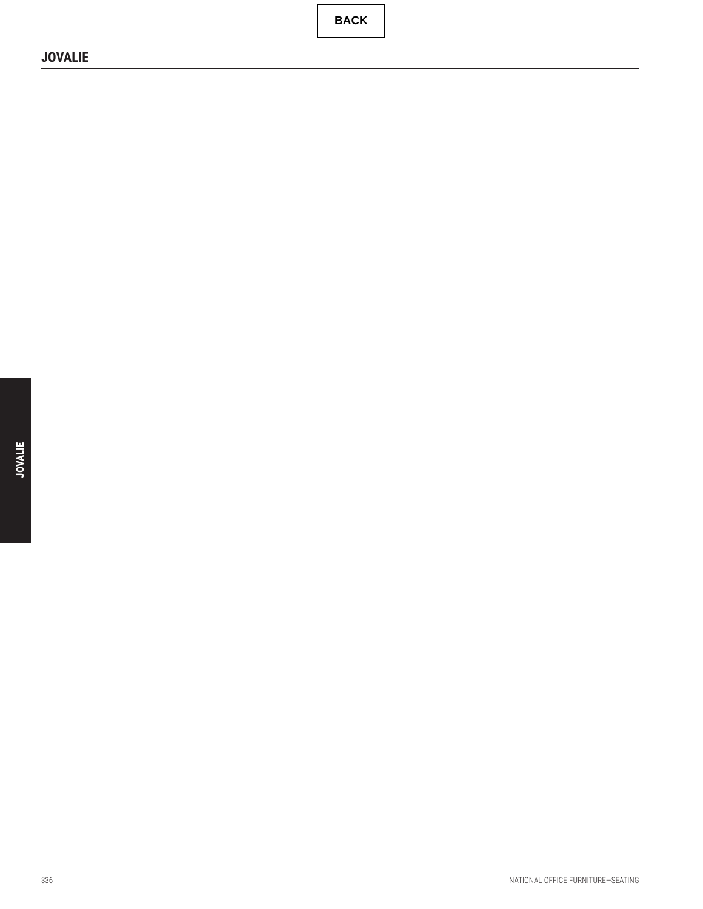BACK

## JOVALIE